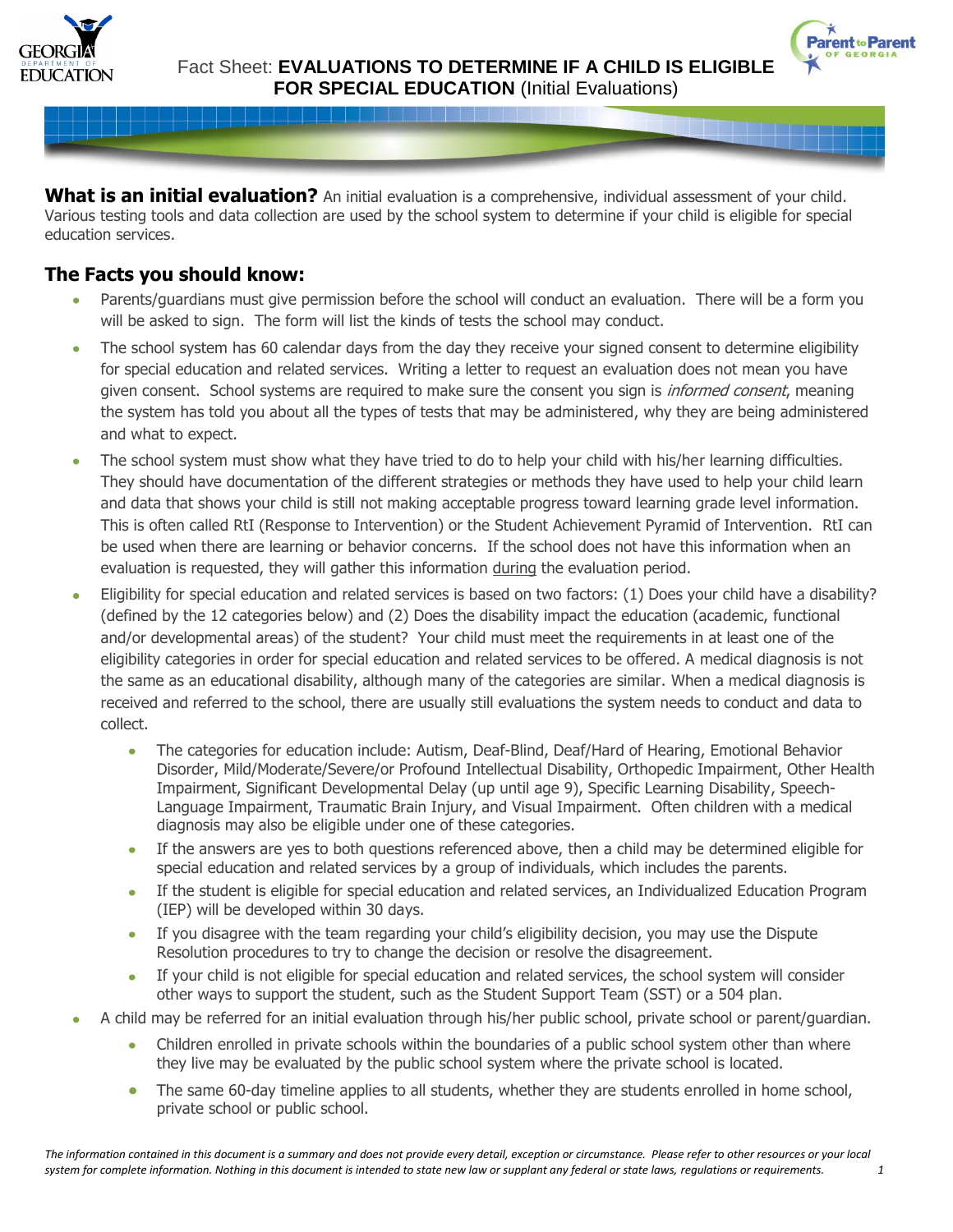# Fact Sheet: **EVALUATIONS TO DETERMINE IF A CHILD IS ELIGIBLE FOR SPECIAL EDUCATION** (Initial Evaluations)

**What is an initial evaluation?** An initial evaluation is a comprehensive, individual assessment of your child. Various testing tools and data collection are used by the school system to determine if your child is eligible for special education services.

## The Facts you should know:

- Parents/guardians must give permission before the school will conduct an evaluation. There will be a form you will be asked to sign. The form will list the kinds of tests the school may conduct.
- The school system has 60 calendar days from the day they receive your signed consent to determine eligibility for special education and related services. Writing a letter to request an evaluation does not mean you have given consent. School systems are required to make sure the consent you sign is *informed consent*, meaning the system has told you about all the types of tests that may be administered, why they are being administered and what to expect.
- The school system must show what they have tried to do to help your child with his/her learning difficulties. They should have documentation of the different strategies or methods they have used to help your child learn and data that shows your child is still not making acceptable progress toward learning grade level information. This is often called RtI (Response to Intervention) or the Student Achievement Pyramid of Intervention. RtI can be used when there are learning or behavior concerns. If the school does not have this information when an evaluation is requested, they will gather this information during the evaluation period.
- Eligibility for special education and related services is based on two factors: (1) Does your child have a disability? (defined by the 12 categories below) and (2) Does the disability impact the education (academic, functional and/or developmental areas) of the student? Your child must meet the requirements in at least one of the eligibility categories in order for special education and related services to be offered. A medical diagnosis is not the same as an educational disability, although many of the categories are similar. When a medical diagnosis is received and referred to the school, there are usually still evaluations the system needs to conduct and data to collect.
  - The categories for education include: Autism, Deaf-Blind, Deaf/Hard of Hearing, Emotional Behavior Disorder, Mild/Moderate/Severe/or Profound Intellectual Disability, Orthopedic Impairment, Other Health Impairment, Significant Developmental Delay (up until age 9), Specific Learning Disability, Speech-Language Impairment, Traumatic Brain Injury, and Visual Impairment. Often children with a medical diagnosis may also be eligible under one of these categories.
  - If the answers are yes to both questions referenced above, then a child may be determined eligible for special education and related services by a group of individuals, which includes the parents.
  - If the student is eligible for special education and related services, an Individualized Education Program (IEP) will be developed within 30 days.
  - If you disagree with the team regarding your child's eligibility decision, you may use the Dispute Resolution procedures to try to change the decision or resolve the disagreement.
  - If your child is not eligible for special education and related services, the school system will consider other ways to support the student, such as the Student Support Team (SST) or a 504 plan.
- A child may be referred for an initial evaluation through his/her public school, private school or parent/guardian.
  - Children enrolled in private schools within the boundaries of a public school system other than where they live may be evaluated by the public school system where the private school is located.
  - The same 60-day timeline applies to all students, whether they are students enrolled in home school, private school or public school.

*The information contained in this document is a summary and does not provide every detail, exception or circumstance. Please refer to other resources or your local system for complete information. Nothing in this document is intended to state new law or supplant any federal or state laws, regulations or requirements.*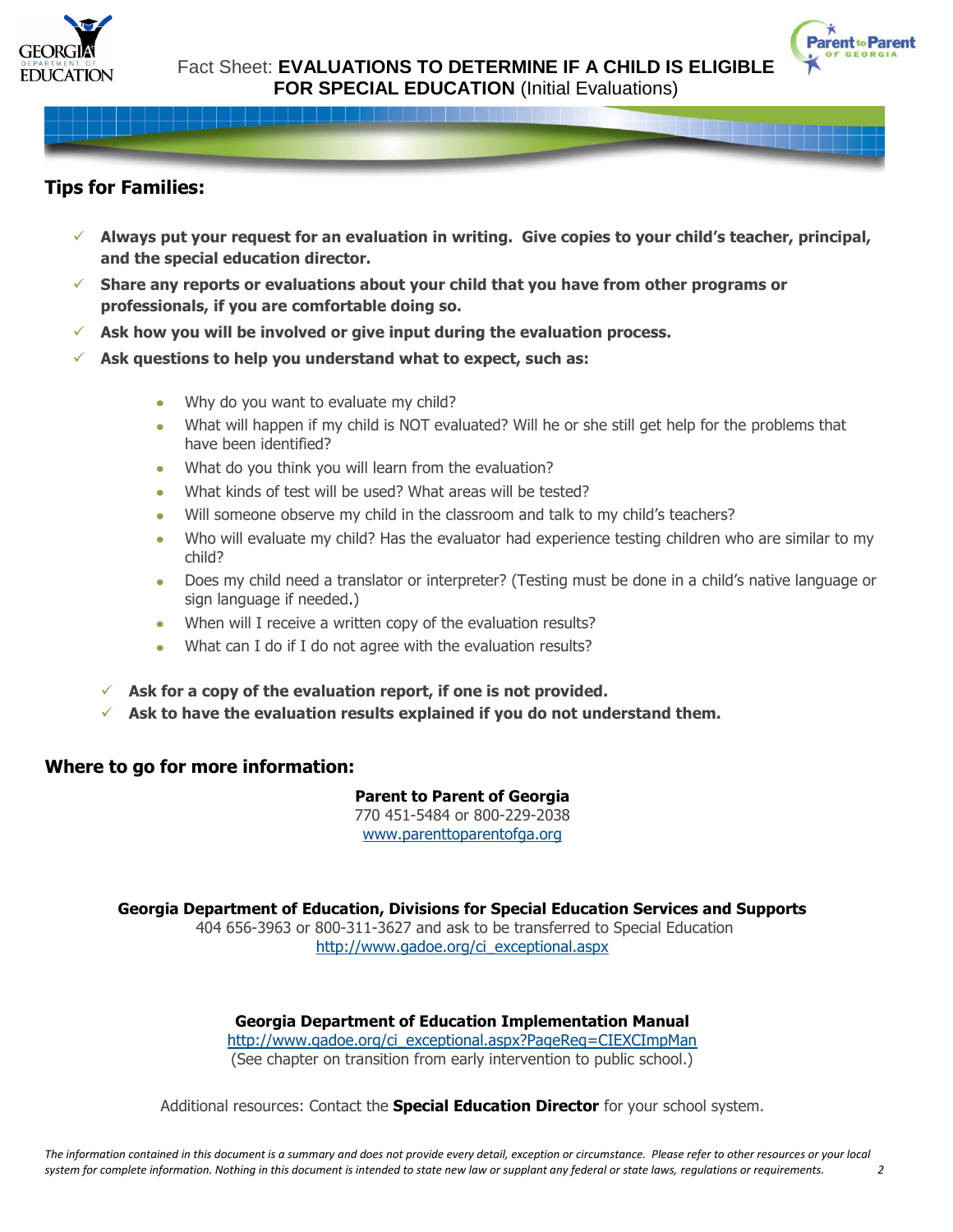Fact Sheet: **EVALUATIONS TO DETERMINE IF A CHILD IS ELIGIBLE FOR SPECIAL EDUCATION** (Initial Evaluations)

## Tips for Families:

- ✓ **Always put your request for an evaluation in writing. Give copies to your child's teacher, principal, and the special education director.**
- ✓ **Share any reports or evaluations about your child that you have from other programs or professionals, if you are comfortable doing so.**
- ✓ **Ask how you will be involved or give input during the evaluation process.**
- ✓ **Ask questions to help you understand what to expect, such as:**
  - Why do you want to evaluate my child?
  - What will happen if my child is NOT evaluated? Will he or she still get help for the problems that have been identified?
  - What do you think you will learn from the evaluation?
  - What kinds of test will be used? What areas will be tested?
  - Will someone observe my child in the classroom and talk to my child's teachers?
  - Who will evaluate my child? Has the evaluator had experience testing children who are similar to my child?
  - Does my child need a translator or interpreter? (Testing must be done in a child's native language or sign language if needed.)
  - When will I receive a written copy of the evaluation results?
  - What can I do if I do not agree with the evaluation results?
- ✓ **Ask for a copy of the evaluation report, if one is not provided.**
- ✓ **Ask to have the evaluation results explained if you do not understand them.**

## Where to go for more information:

**Parent to Parent of Georgia**
770 451-5484 or 800-229-2038
www.parenttoparentofga.org

**Georgia Department of Education, Divisions for Special Education Services and Supports**
404 656-3963 or 800-311-3627 and ask to be transferred to Special Education
http://www.gadoe.org/ci_exceptional.aspx

**Georgia Department of Education Implementation Manual**
http://www.gadoe.org/ci_exceptional.aspx?PageReq=CIEXCImpMan
(See chapter on transition from early intervention to public school.)

Additional resources: Contact the **Special Education Director** for your school system.

*The information contained in this document is a summary and does not provide every detail, exception or circumstance. Please refer to other resources or your local system for complete information. Nothing in this document is intended to state new law or supplant any federal or state laws, regulations or requirements.*